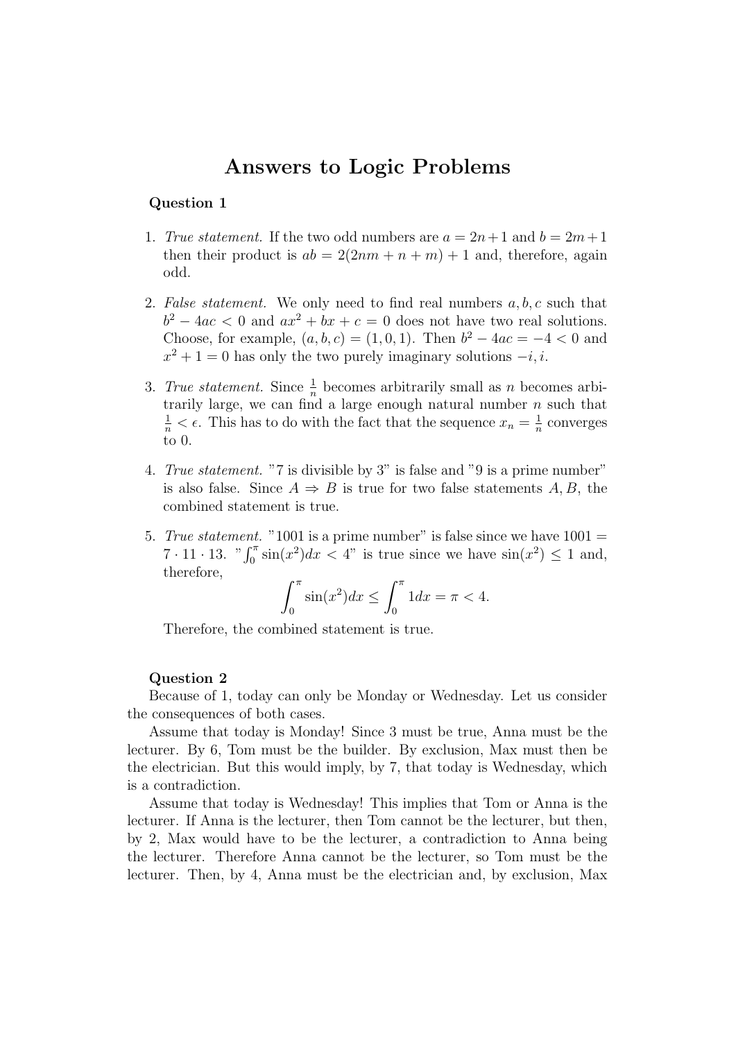# Answers to Logic Problems

## Question 1

1. *True statement.* If the two odd numbers are $a = 2n+1$ and $b = 2m+1$ then their product is $ab = 2(2nm + n + m) + 1$ and, therefore, again odd.

2. *False statement.* We only need to find real numbers $a, b, c$ such that $b^2 - 4ac < 0$ and $ax^2 + bx + c = 0$ does not have two real solutions. Choose, for example, $(a, b, c) = (1, 0, 1)$. Then $b^2 - 4ac = -4 < 0$ and $x^2 + 1 = 0$ has only the two purely imaginary solutions $-i, i$.

3. *True statement.* Since $\frac{1}{n}$ becomes arbitrarily small as $n$ becomes arbitrarily large, we can find a large enough natural number $n$ such that $\frac{1}{n} < \epsilon$. This has to do with the fact that the sequence $x_n = \frac{1}{n}$ converges to 0.

4. *True statement.* "7 is divisible by 3" is false and "9 is a prime number" is also false. Since $A \Rightarrow B$ is true for two false statements $A, B$, the combined statement is true.

5. *True statement.* "1001 is a prime number" is false since we have $1001 = 7 \cdot 11 \cdot 13$. "$\int_0^\pi \sin(x^2)dx < 4$" is true since we have $\sin(x^2) \leq 1$ and, therefore,

$$\int_0^\pi \sin(x^2)dx \leq \int_0^\pi 1dx = \pi < 4.$$

Therefore, the combined statement is true.

## Question 2

Because of 1, today can only be Monday or Wednesday. Let us consider the consequences of both cases.

Assume that today is Monday! Since 3 must be true, Anna must be the lecturer. By 6, Tom must be the builder. By exclusion, Max must then be the electrician. But this would imply, by 7, that today is Wednesday, which is a contradiction.

Assume that today is Wednesday! This implies that Tom or Anna is the lecturer. If Anna is the lecturer, then Tom cannot be the lecturer, but then, by 2, Max would have to be the lecturer, a contradiction to Anna being the lecturer. Therefore Anna cannot be the lecturer, so Tom must be the lecturer. Then, by 4, Anna must be the electrician and, by exclusion, Max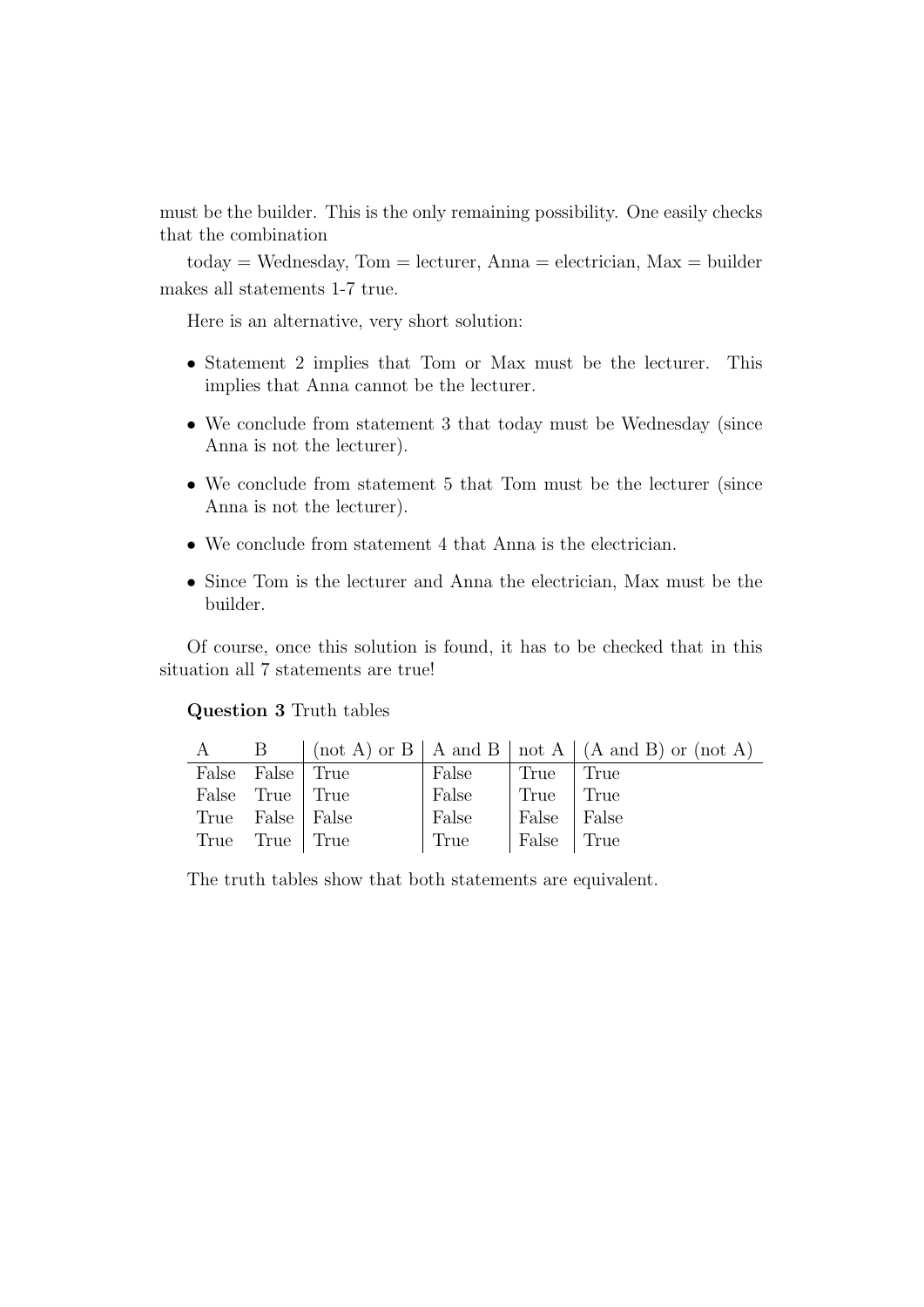must be the builder. This is the only remaining possibility. One easily checks that the combination

today = Wednesday, Tom = lecturer, Anna = electrician, Max = builder

makes all statements 1-7 true.

Here is an alternative, very short solution:

- Statement 2 implies that Tom or Max must be the lecturer. This implies that Anna cannot be the lecturer.
- We conclude from statement 3 that today must be Wednesday (since Anna is not the lecturer).
- We conclude from statement 5 that Tom must be the lecturer (since Anna is not the lecturer).
- We conclude from statement 4 that Anna is the electrician.
- Since Tom is the lecturer and Anna the electrician, Max must be the builder.

Of course, once this solution is found, it has to be checked that in this situation all 7 statements are true!

**Question 3** Truth tables

| A | B | (not A) or B | A and B | not A | (A and B) or (not A) |
|---|---|---|---|---|---|
| False | False | True | False | True | True |
| False | True | True | False | True | True |
| True | False | False | False | False | False |
| True | True | True | True | False | True |

The truth tables show that both statements are equivalent.